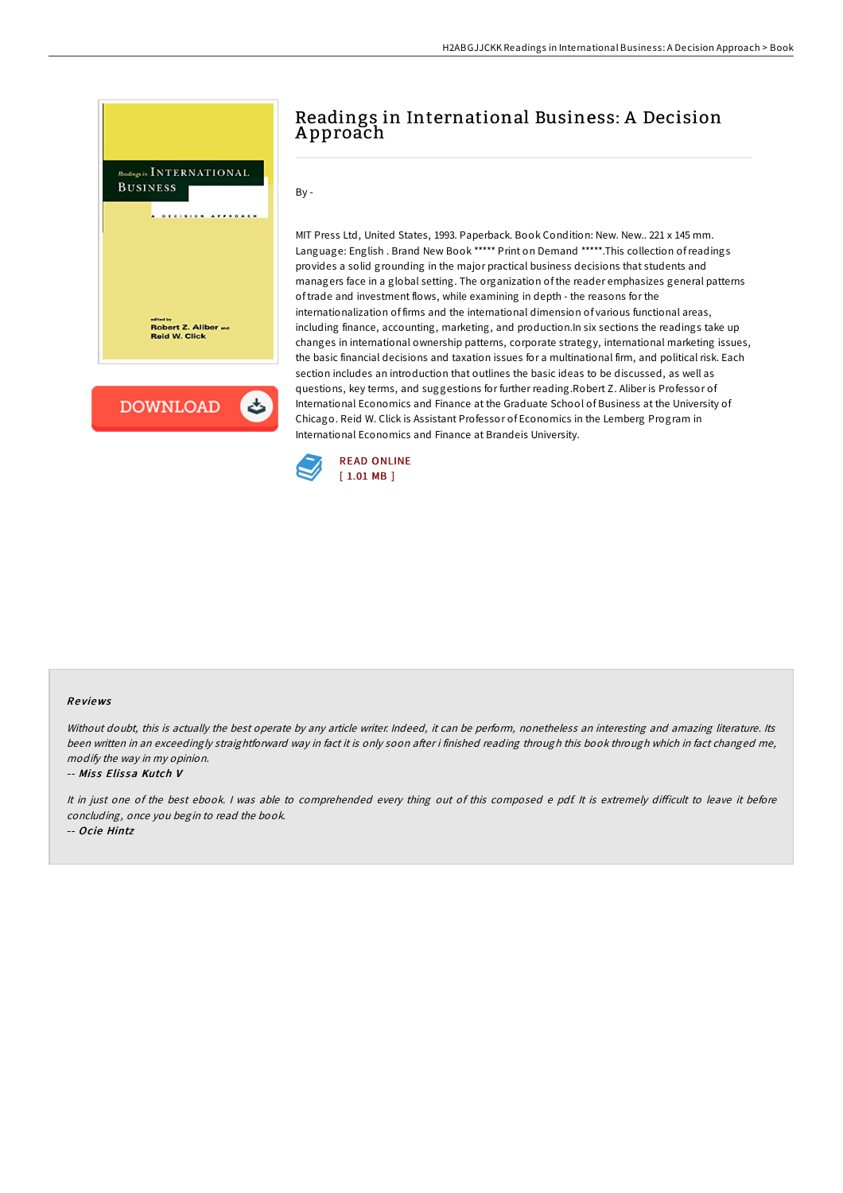# Readings in International Business: A Decision Approach

By -

MIT Press Ltd, United States, 1993. Paperback. Book Condition: New. New.. 221 x 145 mm. Language: English . Brand New Book ***** Print on Demand *****.This collection of readings provides a solid grounding in the major practical business decisions that students and managers face in a global setting. The organization of the reader emphasizes general patterns of trade and investment flows, while examining in depth - the reasons for the internationalization of firms and the international dimension of various functional areas, including finance, accounting, marketing, and production.In six sections the readings take up changes in international ownership patterns, corporate strategy, international marketing issues, the basic financial decisions and taxation issues for a multinational firm, and political risk. Each section includes an introduction that outlines the basic ideas to be discussed, as well as questions, key terms, and suggestions for further reading.Robert Z. Aliber is Professor of International Economics and Finance at the Graduate School of Business at the University of Chicago. Reid W. Click is Assistant Professor of Economics in the Lemberg Program in International Economics and Finance at Brandeis University.

READ ONLINE
[ 1.01 MB ]

## Reviews

*Without doubt, this is actually the best operate by any article writer. Indeed, it can be perform, nonetheless an interesting and amazing literature. Its been written in an exceedingly straightforward way in fact it is only soon after i finished reading through this book through which in fact changed me, modify the way in my opinion.*

-- *Miss Elissa Kutch V*

*It in just one of the best ebook. I was able to comprehended every thing out of this composed e pdf. It is extremely difficult to leave it before concluding, once you begin to read the book.*

-- *Ocie Hintz*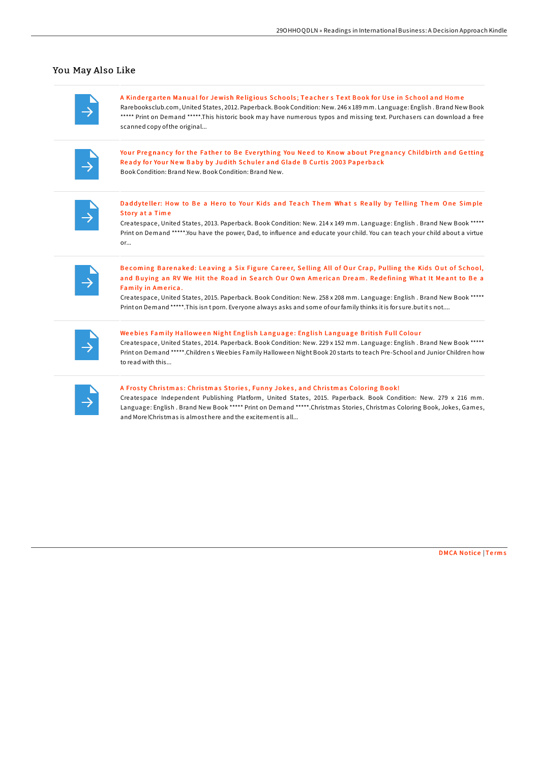## You May Also Like

**A Kindergarten Manual for Jewish Religious Schools; Teacher s Text Book for Use in School and Home**

Rarebooksclub.com, United States, 2012. Paperback. Book Condition: New. 246 x 189 mm. Language: English . Brand New Book ***** Print on Demand *****.This historic book may have numerous typos and missing text. Purchasers can download a free scanned copy of the original...

**Your Pregnancy for the Father to Be Everything You Need to Know about Pregnancy Childbirth and Getting Ready for Your New Baby by Judith Schuler and Glade B Curtis 2003 Paperback**

Book Condition: Brand New. Book Condition: Brand New.

**Daddyteller: How to Be a Hero to Your Kids and Teach Them What s Really by Telling Them One Simple Story at a Time**

Createspace, United States, 2013. Paperback. Book Condition: New. 214 x 149 mm. Language: English . Brand New Book ***** Print on Demand *****.You have the power, Dad, to influence and educate your child. You can teach your child about a virtue or...

**Becoming Barenaked: Leaving a Six Figure Career, Selling All of Our Crap, Pulling the Kids Out of School, and Buying an RV We Hit the Road in Search Our Own American Dream. Redefining What It Meant to Be a Family in America.**

Createspace, United States, 2015. Paperback. Book Condition: New. 258 x 208 mm. Language: English . Brand New Book ***** Print on Demand *****.This isn t porn. Everyone always asks and some of our family thinks it is for sure.but it s not....

**Weebies Family Halloween Night English Language: English Language British Full Colour**

Createspace, United States, 2014. Paperback. Book Condition: New. 229 x 152 mm. Language: English . Brand New Book ***** Print on Demand *****.Children s Weebies Family Halloween Night Book 20 starts to teach Pre-School and Junior Children how to read with this...

**A Frosty Christmas: Christmas Stories, Funny Jokes, and Christmas Coloring Book!**

Createspace Independent Publishing Platform, United States, 2015. Paperback. Book Condition: New. 279 x 216 mm. Language: English . Brand New Book ***** Print on Demand *****.Christmas Stories, Christmas Coloring Book, Jokes, Games, and More!Christmas is almost here and the excitement is all...

DMCA Notice | Terms